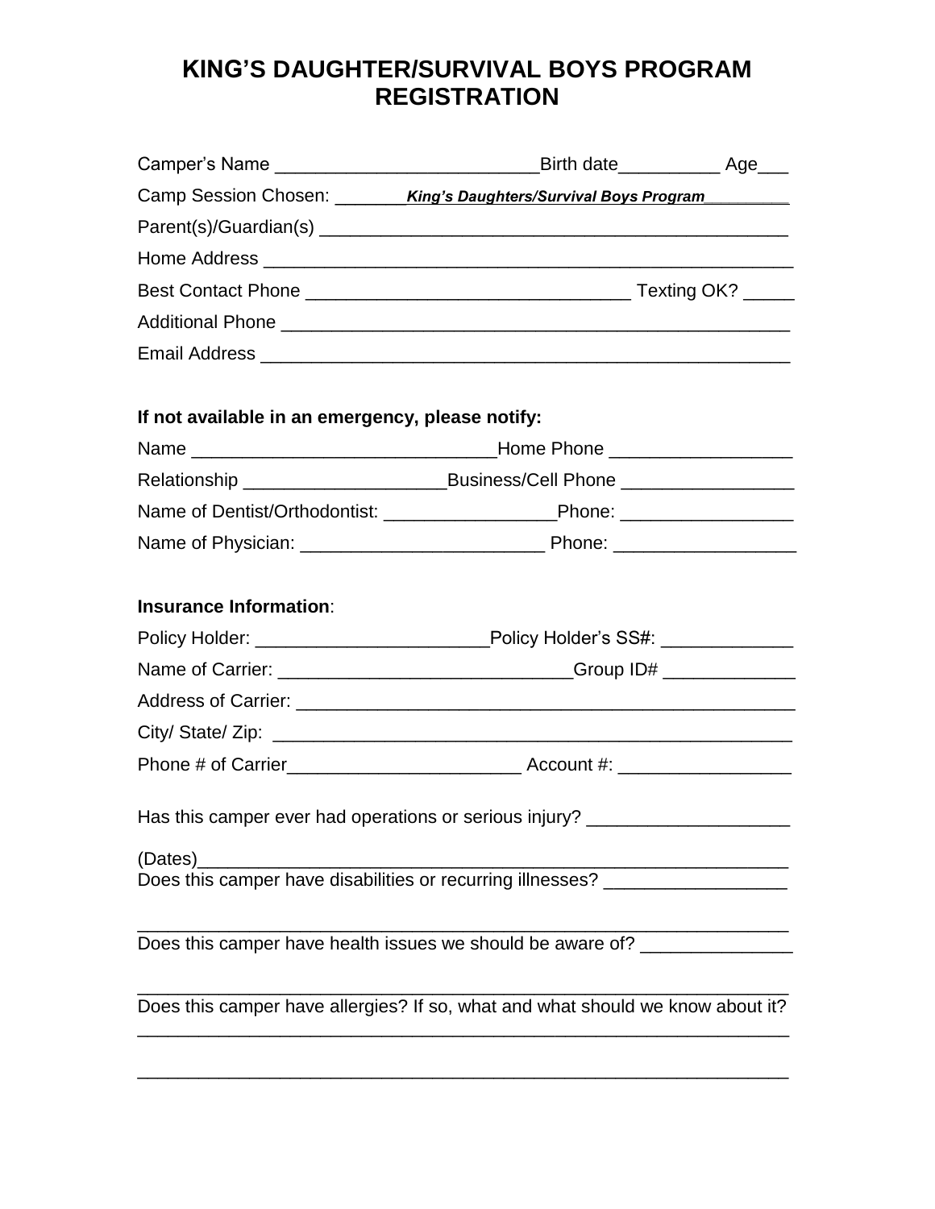# KING'S DAUGHTER/SURVIVAL BOYS PROGRAM REGISTRATION

Camper's Name _________________________Birth date__________ Age___

Camp Session Chosen: _______***King's Daughters/Survival Boys Program***_________

Parent(s)/Guardian(s) ____________________________________________

Home Address ___________________________________________________

Best Contact Phone _______________________________ Texting OK? _____

Additional Phone _________________________________________________

Email Address ___________________________________________________

**If not available in an emergency, please notify:**

Name _____________________________Home Phone _________________

Relationship ___________________Business/Cell Phone ________________

Name of Dentist/Orthodontist: ________________Phone: ________________

Name of Physician: _______________________ Phone: _________________

**Insurance Information**:

Policy Holder: ______________________Policy Holder's SS#: ____________

Name of Carrier: ____________________________Group ID# ____________

Address of Carrier: _______________________________________________

City/ State/ Zip: __________________________________________________

Phone # of Carrier______________________ Account #: ________________

Has this camper ever had operations or serious injury? ___________________

(Dates)__________________________________________________________

Does this camper have disabilities or recurring illnesses? _________________

_______________________________________________________________

Does this camper have health issues we should be aware of? ______________

_______________________________________________________________

Does this camper have allergies? If so, what and what should we know about it?

_______________________________________________________________

_______________________________________________________________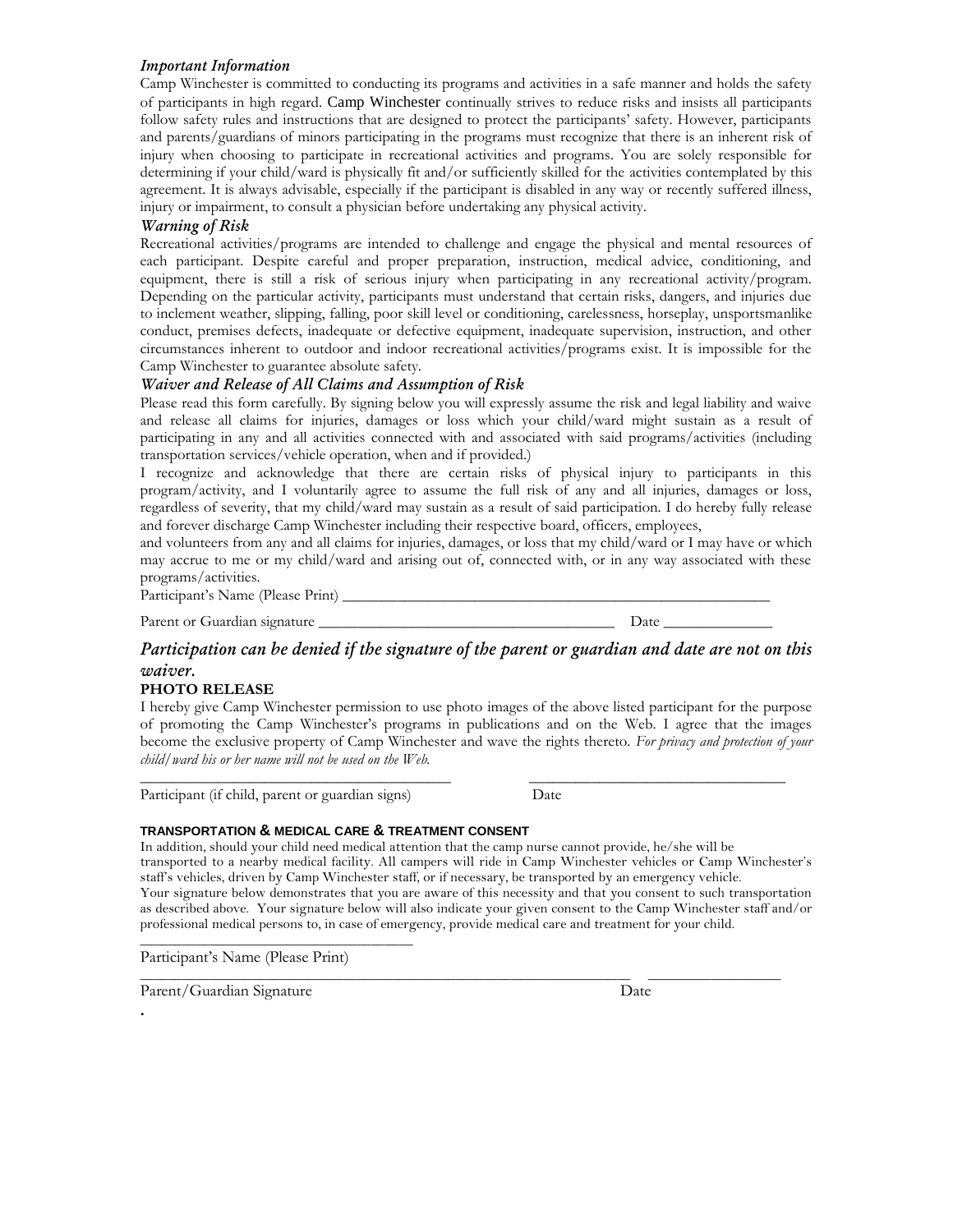### *Important Information*

Camp Winchester is committed to conducting its programs and activities in a safe manner and holds the safety of participants in high regard. Camp Winchester continually strives to reduce risks and insists all participants follow safety rules and instructions that are designed to protect the participants' safety. However, participants and parents/guardians of minors participating in the programs must recognize that there is an inherent risk of injury when choosing to participate in recreational activities and programs. You are solely responsible for determining if your child/ward is physically fit and/or sufficiently skilled for the activities contemplated by this agreement. It is always advisable, especially if the participant is disabled in any way or recently suffered illness, injury or impairment, to consult a physician before undertaking any physical activity.

### *Warning of Risk*

Recreational activities/programs are intended to challenge and engage the physical and mental resources of each participant. Despite careful and proper preparation, instruction, medical advice, conditioning, and equipment, there is still a risk of serious injury when participating in any recreational activity/program. Depending on the particular activity, participants must understand that certain risks, dangers, and injuries due to inclement weather, slipping, falling, poor skill level or conditioning, carelessness, horseplay, unsportsmanlike conduct, premises defects, inadequate or defective equipment, inadequate supervision, instruction, and other circumstances inherent to outdoor and indoor recreational activities/programs exist. It is impossible for the Camp Winchester to guarantee absolute safety.

### *Waiver and Release of All Claims and Assumption of Risk*

Please read this form carefully. By signing below you will expressly assume the risk and legal liability and waive and release all claims for injuries, damages or loss which your child/ward might sustain as a result of participating in any and all activities connected with and associated with said programs/activities (including transportation services/vehicle operation, when and if provided.)

I recognize and acknowledge that there are certain risks of physical injury to participants in this program/activity, and I voluntarily agree to assume the full risk of any and all injuries, damages or loss, regardless of severity, that my child/ward may sustain as a result of said participation. I do hereby fully release and forever discharge Camp Winchester including their respective board, officers, employees,

and volunteers from any and all claims for injuries, damages, or loss that my child/ward or I may have or which may accrue to me or my child/ward and arising out of, connected with, or in any way associated with these programs/activities.

Participant's Name (Please Print) ________________________________________________________

Parent or Guardian signature ______________________________________ Date ______________

## *Participation can be denied if the signature of the parent or guardian and date are not on this waiver.*

**PHOTO RELEASE**

I hereby give Camp Winchester permission to use photo images of the above listed participant for the purpose of promoting the Camp Winchester's programs in publications and on the Web. I agree that the images become the exclusive property of Camp Winchester and wave the rights thereto. *For privacy and protection of your child/ward his or her name will not be used on the Web.*

_______________________________________ _________________________________

Participant (if child, parent or guardian signs) Date

**TRANSPORTATION & MEDICAL CARE & TREATMENT CONSENT**

In addition, should your child need medical attention that the camp nurse cannot provide, he/she will be transported to a nearby medical facility. All campers will ride in Camp Winchester vehicles or Camp Winchester's staff's vehicles, driven by Camp Winchester staff, or if necessary, be transported by an emergency vehicle. Your signature below demonstrates that you are aware of this necessity and that you consent to such transportation as described above. Your signature below will also indicate your given consent to the Camp Winchester staff and/or professional medical persons to, in case of emergency, provide medical care and treatment for your child.

__________________________________

Participant's Name (Please Print)

_____________________________________________________________ _________________

Parent/Guardian Signature Date

.